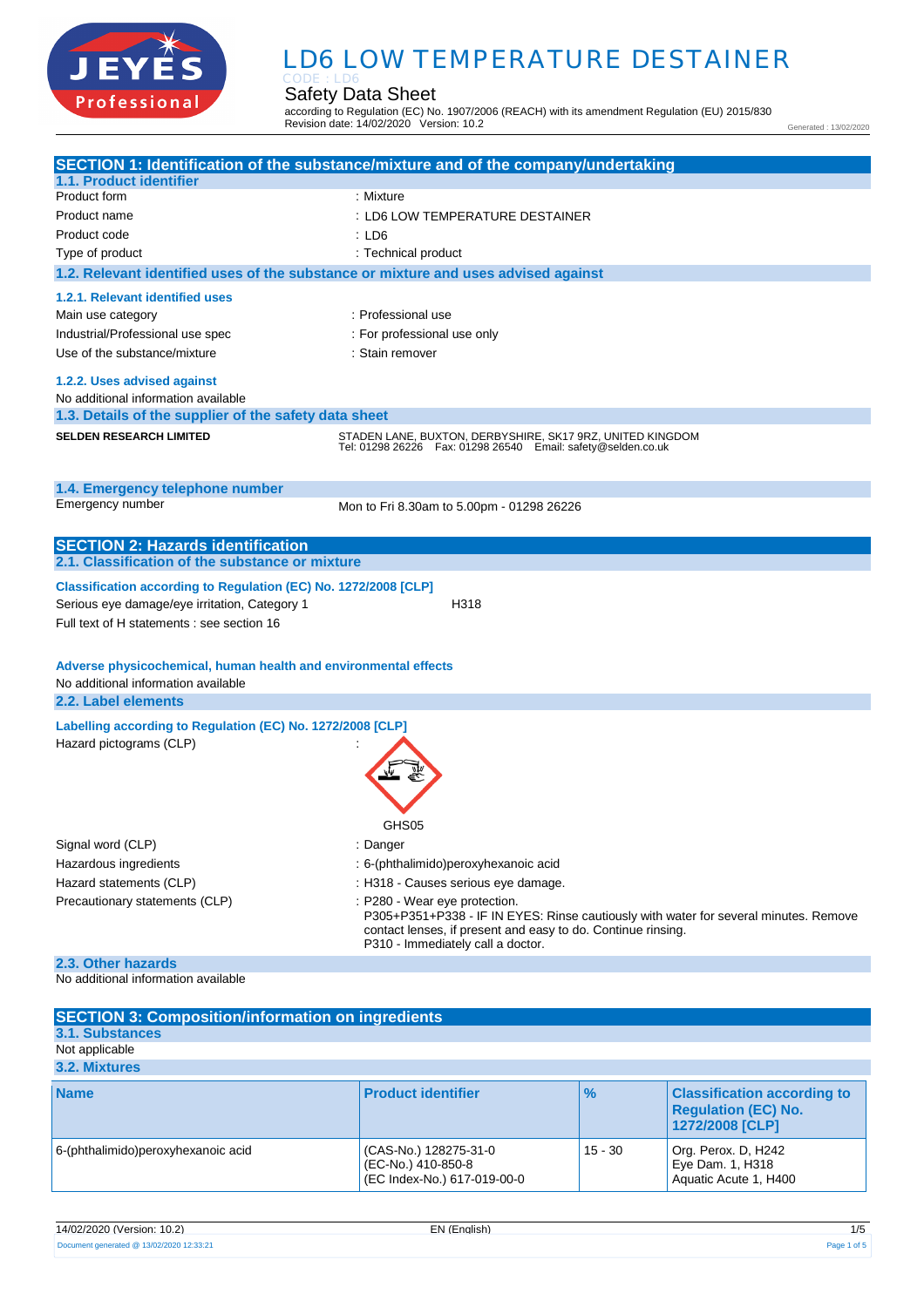# LD6 LOW TEMPERATURE DESTAINER

CODE : LD6

## Safety Data Sheet

according to Regulation (EC) No. 1907/2006 (REACH) with its amendment Regulation (EU) 2015/830
Revision date: 14/02/2020 Version: 10.2

Generated : 13/02/2020

## SECTION 1: Identification of the substance/mixture and of the company/undertaking

### 1.1. Product identifier

Product form : Mixture

Product name : LD6 LOW TEMPERATURE DESTAINER

Product code : LD6

Type of product : Technical product

### 1.2. Relevant identified uses of the substance or mixture and uses advised against

#### 1.2.1. Relevant identified uses

Main use category : Professional use

Industrial/Professional use spec : For professional use only

Use of the substance/mixture : Stain remover

#### 1.2.2. Uses advised against

No additional information available

### 1.3. Details of the supplier of the safety data sheet

**SELDEN RESEARCH LIMITED**
STADEN LANE, BUXTON, DERBYSHIRE, SK17 9RZ, UNITED KINGDOM
Tel: 01298 26226 Fax: 01298 26540 Email: safety@selden.co.uk

### 1.4. Emergency telephone number

Emergency number Mon to Fri 8.30am to 5.00pm - 01298 26226

## SECTION 2: Hazards identification

### 2.1. Classification of the substance or mixture

#### Classification according to Regulation (EC) No. 1272/2008 [CLP]

Serious eye damage/eye irritation, Category 1 H318

Full text of H statements : see section 16

#### Adverse physicochemical, human health and environmental effects

No additional information available

### 2.2. Label elements

#### Labelling according to Regulation (EC) No. 1272/2008 [CLP]

Hazard pictograms (CLP) :

GHS05

Signal word (CLP) : Danger

Hazardous ingredients : 6-(phthalimido)peroxyhexanoic acid

Hazard statements (CLP) : H318 - Causes serious eye damage.

Precautionary statements (CLP) : P280 - Wear eye protection.
P305+P351+P338 - IF IN EYES: Rinse cautiously with water for several minutes. Remove contact lenses, if present and easy to do. Continue rinsing.
P310 - Immediately call a doctor.

### 2.3. Other hazards

No additional information available

## SECTION 3: Composition/information on ingredients

### 3.1. Substances

Not applicable

### 3.2. Mixtures

| Name | Product identifier | % | Classification according to Regulation (EC) No. 1272/2008 [CLP] |
| --- | --- | --- | --- |
| 6-(phthalimido)peroxyhexanoic acid | (CAS-No.) 128275-31-0<br>(EC-No.) 410-850-8<br>(EC Index-No.) 617-019-00-0 | 15 - 30 | Org. Perox. D, H242<br>Eye Dam. 1, H318<br>Aquatic Acute 1, H400 |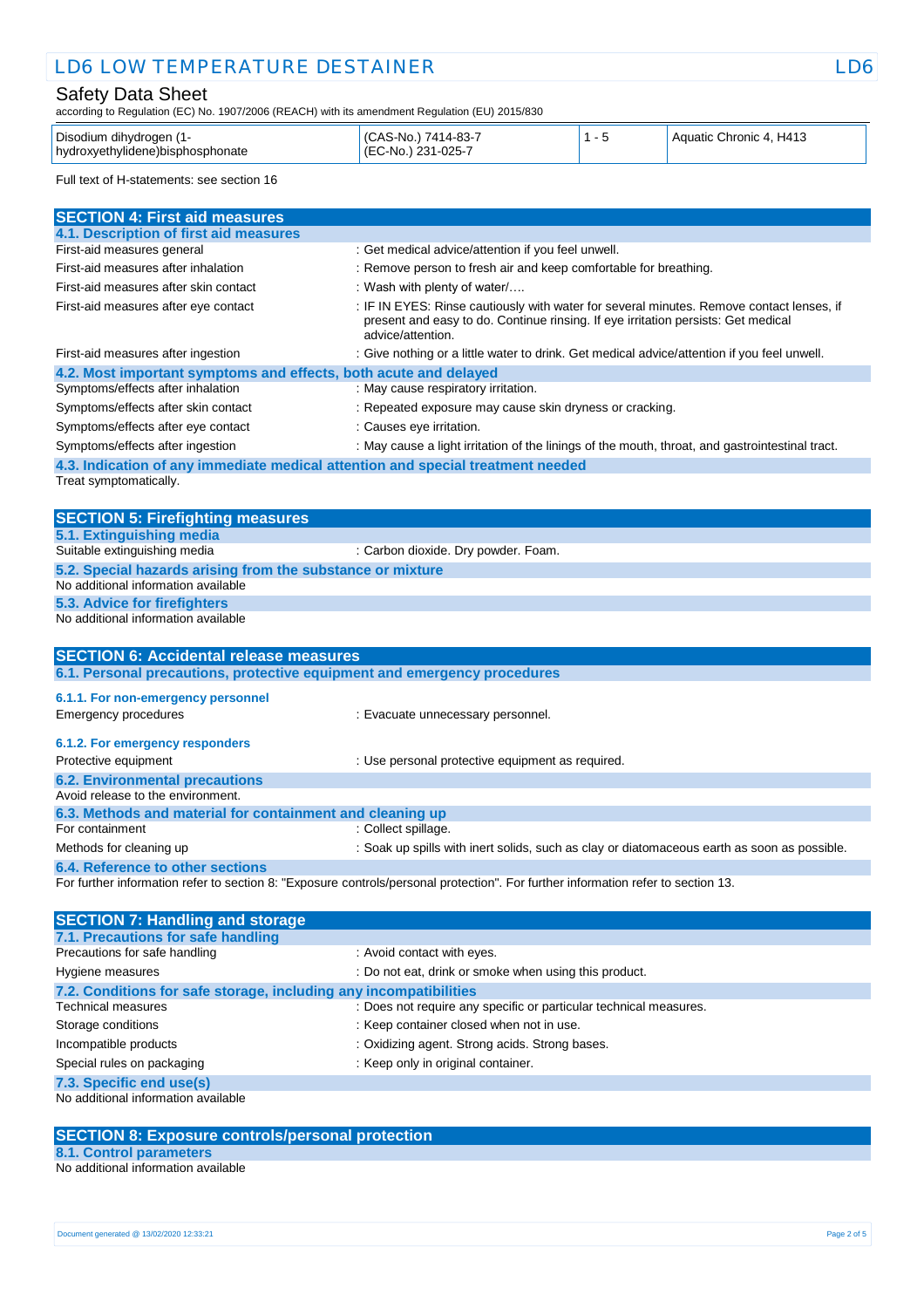| Disodium dihydrogen (1-hydroxyethylidene)bisphosphonate | (CAS-No.) 7414-83-7 (EC-No.) 231-025-7 | 1 - 5 | Aquatic Chronic 4, H413 |
|---|---|---|---|

Full text of H-statements: see section 16

## SECTION 4: First aid measures

### 4.1. Description of first aid measures

| | |
|---|---|
| First-aid measures general | : Get medical advice/attention if you feel unwell. |
| First-aid measures after inhalation | : Remove person to fresh air and keep comfortable for breathing. |
| First-aid measures after skin contact | : Wash with plenty of water/…. |
| First-aid measures after eye contact | : IF IN EYES: Rinse cautiously with water for several minutes. Remove contact lenses, if present and easy to do. Continue rinsing. If eye irritation persists: Get medical advice/attention. |
| First-aid measures after ingestion | : Give nothing or a little water to drink. Get medical advice/attention if you feel unwell. |

### 4.2. Most important symptoms and effects, both acute and delayed

| | |
|---|---|
| Symptoms/effects after inhalation | : May cause respiratory irritation. |
| Symptoms/effects after skin contact | : Repeated exposure may cause skin dryness or cracking. |
| Symptoms/effects after eye contact | : Causes eye irritation. |
| Symptoms/effects after ingestion | : May cause a light irritation of the linings of the mouth, throat, and gastrointestinal tract. |

### 4.3. Indication of any immediate medical attention and special treatment needed

Treat symptomatically.

## SECTION 5: Firefighting measures

### 5.1. Extinguishing media

| | |
|---|---|
| Suitable extinguishing media | : Carbon dioxide. Dry powder. Foam. |

### 5.2. Special hazards arising from the substance or mixture

No additional information available

### 5.3. Advice for firefighters

No additional information available

## SECTION 6: Accidental release measures

### 6.1. Personal precautions, protective equipment and emergency procedures

#### 6.1.1. For non-emergency personnel

| | |
|---|---|
| Emergency procedures | : Evacuate unnecessary personnel. |

#### 6.1.2. For emergency responders

| | |
|---|---|
| Protective equipment | : Use personal protective equipment as required. |

### 6.2. Environmental precautions

Avoid release to the environment.

### 6.3. Methods and material for containment and cleaning up

| | |
|---|---|
| For containment | : Collect spillage. |
| Methods for cleaning up | : Soak up spills with inert solids, such as clay or diatomaceous earth as soon as possible. |

### 6.4. Reference to other sections

For further information refer to section 8: "Exposure controls/personal protection". For further information refer to section 13.

## SECTION 7: Handling and storage

### 7.1. Precautions for safe handling

| | |
|---|---|
| Precautions for safe handling | : Avoid contact with eyes. |
| Hygiene measures | : Do not eat, drink or smoke when using this product. |

### 7.2. Conditions for safe storage, including any incompatibilities

| | |
|---|---|
| Technical measures | : Does not require any specific or particular technical measures. |
| Storage conditions | : Keep container closed when not in use. |
| Incompatible products | : Oxidizing agent. Strong acids. Strong bases. |
| Special rules on packaging | : Keep only in original container. |

### 7.3. Specific end use(s)

No additional information available

## SECTION 8: Exposure controls/personal protection

### 8.1. Control parameters

No additional information available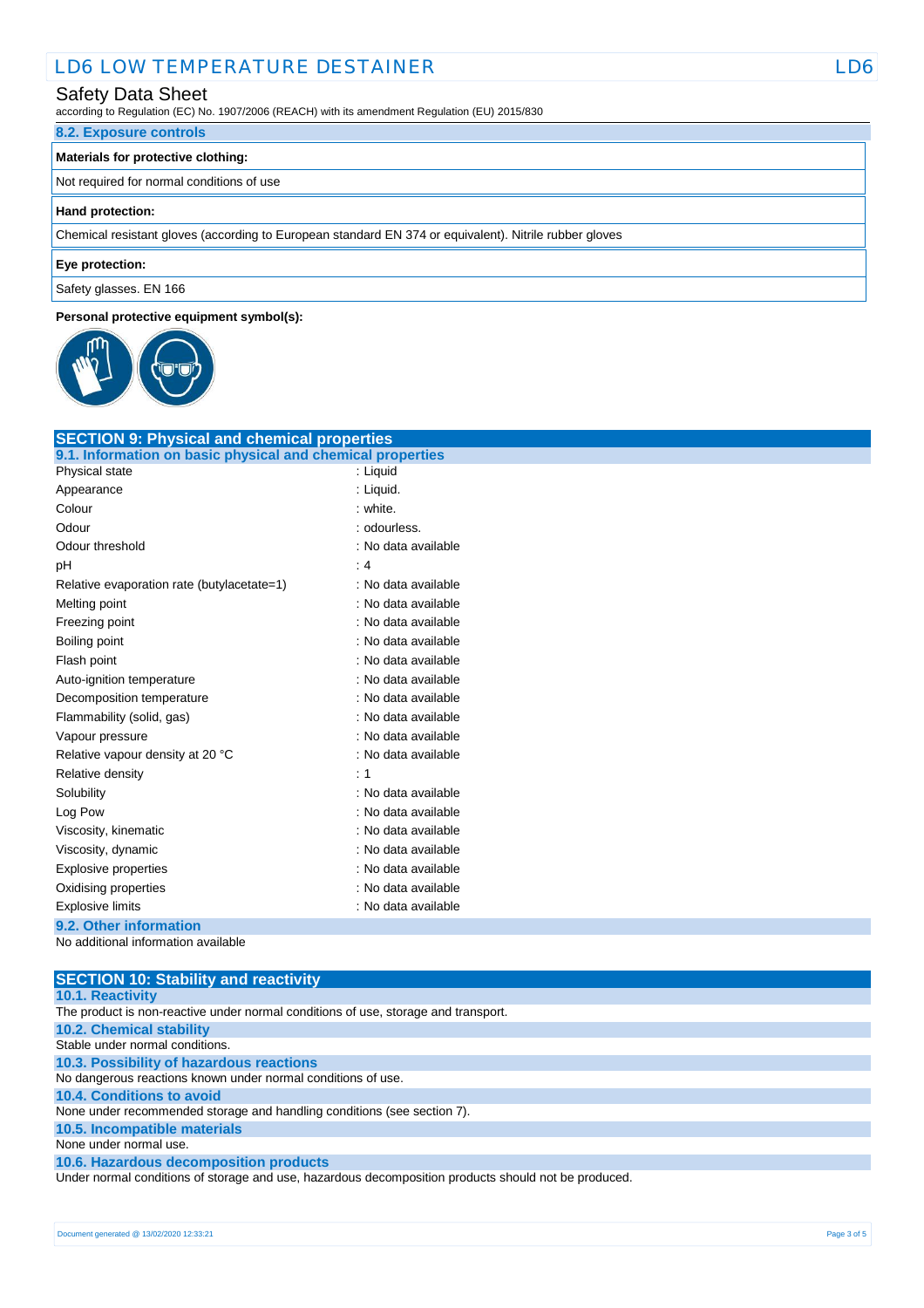### 8.2. Exposure controls

| Materials for protective clothing: |
| --- |
| Not required for normal conditions of use |

| Hand protection: |
| --- |
| Chemical resistant gloves (according to European standard EN 374 or equivalent). Nitrile rubber gloves |

| Eye protection: |
| --- |
| Safety glasses. EN 166 |

**Personal protective equipment symbol(s):**

## SECTION 9: Physical and chemical properties

### 9.1. Information on basic physical and chemical properties

| Property | Value |
| --- | --- |
| Physical state | : Liquid |
| Appearance | : Liquid. |
| Colour | : white. |
| Odour | : odourless. |
| Odour threshold | : No data available |
| pH | : 4 |
| Relative evaporation rate (butylacetate=1) | : No data available |
| Melting point | : No data available |
| Freezing point | : No data available |
| Boiling point | : No data available |
| Flash point | : No data available |
| Auto-ignition temperature | : No data available |
| Decomposition temperature | : No data available |
| Flammability (solid, gas) | : No data available |
| Vapour pressure | : No data available |
| Relative vapour density at 20 °C | : No data available |
| Relative density | : 1 |
| Solubility | : No data available |
| Log Pow | : No data available |
| Viscosity, kinematic | : No data available |
| Viscosity, dynamic | : No data available |
| Explosive properties | : No data available |
| Oxidising properties | : No data available |
| Explosive limits | : No data available |

### 9.2. Other information

No additional information available

## SECTION 10: Stability and reactivity

### 10.1. Reactivity

The product is non-reactive under normal conditions of use, storage and transport.

### 10.2. Chemical stability

Stable under normal conditions.

### 10.3. Possibility of hazardous reactions

No dangerous reactions known under normal conditions of use.

### 10.4. Conditions to avoid

None under recommended storage and handling conditions (see section 7).

### 10.5. Incompatible materials

None under normal use.

### 10.6. Hazardous decomposition products

Under normal conditions of storage and use, hazardous decomposition products should not be produced.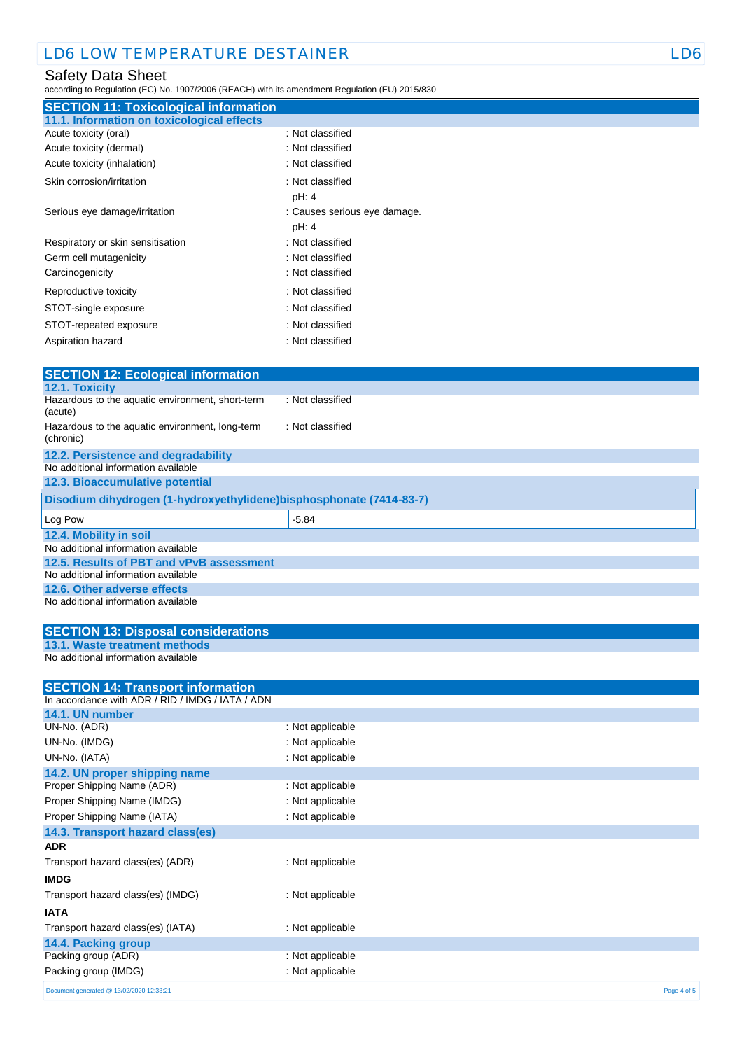## SECTION 11: Toxicological information

### 11.1. Information on toxicological effects

| | |
|---|---|
| Acute toxicity (oral) | : Not classified |
| Acute toxicity (dermal) | : Not classified |
| Acute toxicity (inhalation) | : Not classified |
| Skin corrosion/irritation | : Not classified<br>pH: 4 |
| Serious eye damage/irritation | : Causes serious eye damage.<br>pH: 4 |
| Respiratory or skin sensitisation | : Not classified |
| Germ cell mutagenicity | : Not classified |
| Carcinogenicity | : Not classified |
| Reproductive toxicity | : Not classified |
| STOT-single exposure | : Not classified |
| STOT-repeated exposure | : Not classified |
| Aspiration hazard | : Not classified |

## SECTION 12: Ecological information

### 12.1. Toxicity

| | |
|---|---|
| Hazardous to the aquatic environment, short-term (acute) | : Not classified |
| Hazardous to the aquatic environment, long-term (chronic) | : Not classified |

### 12.2. Persistence and degradability

No additional information available

### 12.3. Bioaccumulative potential

| Disodium dihydrogen (1-hydroxyethylidene)bisphosphonate (7414-83-7) | |
|---|---|
| Log Pow | -5.84 |

### 12.4. Mobility in soil

No additional information available

### 12.5. Results of PBT and vPvB assessment

No additional information available

### 12.6. Other adverse effects

No additional information available

## SECTION 13: Disposal considerations

### 13.1. Waste treatment methods

No additional information available

## SECTION 14: Transport information

In accordance with ADR / RID / IMDG / IATA / ADN

### 14.1. UN number

| | |
|---|---|
| UN-No. (ADR) | : Not applicable |
| UN-No. (IMDG) | : Not applicable |
| UN-No. (IATA) | : Not applicable |

### 14.2. UN proper shipping name

| | |
|---|---|
| Proper Shipping Name (ADR) | : Not applicable |
| Proper Shipping Name (IMDG) | : Not applicable |
| Proper Shipping Name (IATA) | : Not applicable |

### 14.3. Transport hazard class(es)

**ADR**

| | |
|---|---|
| Transport hazard class(es) (ADR) | : Not applicable |

**IMDG**

| | |
|---|---|
| Transport hazard class(es) (IMDG) | : Not applicable |

**IATA**

| | |
|---|---|
| Transport hazard class(es) (IATA) | : Not applicable |

### 14.4. Packing group

| | |
|---|---|
| Packing group (ADR) | : Not applicable |
| Packing group (IMDG) | : Not applicable |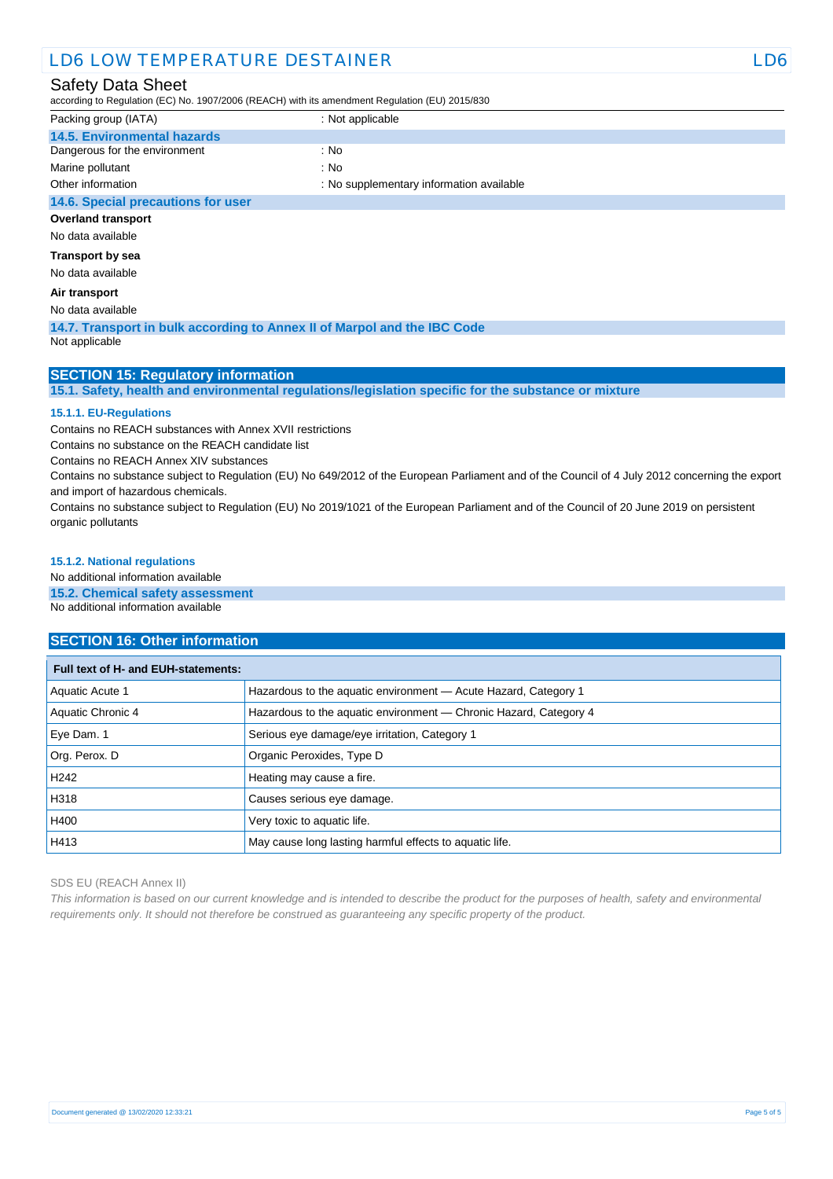| | |
|---|---|
| Packing group (IATA) | : Not applicable |

### 14.5. Environmental hazards

| | |
|---|---|
| Dangerous for the environment | : No |
| Marine pollutant | : No |
| Other information | : No supplementary information available |

### 14.6. Special precautions for user

**Overland transport**

No data available

**Transport by sea**

No data available

**Air transport**

No data available

### 14.7. Transport in bulk according to Annex II of Marpol and the IBC Code

Not applicable

## SECTION 15: Regulatory information

### 15.1. Safety, health and environmental regulations/legislation specific for the substance or mixture

#### 15.1.1. EU-Regulations

Contains no REACH substances with Annex XVII restrictions

Contains no substance on the REACH candidate list

Contains no REACH Annex XIV substances

Contains no substance subject to Regulation (EU) No 649/2012 of the European Parliament and of the Council of 4 July 2012 concerning the export and import of hazardous chemicals.

Contains no substance subject to Regulation (EU) No 2019/1021 of the European Parliament and of the Council of 20 June 2019 on persistent organic pollutants

#### 15.1.2. National regulations

No additional information available

### 15.2. Chemical safety assessment

No additional information available

## SECTION 16: Other information

| Full text of H- and EUH-statements: | |
|---|---|
| Aquatic Acute 1 | Hazardous to the aquatic environment — Acute Hazard, Category 1 |
| Aquatic Chronic 4 | Hazardous to the aquatic environment — Chronic Hazard, Category 4 |
| Eye Dam. 1 | Serious eye damage/eye irritation, Category 1 |
| Org. Perox. D | Organic Peroxides, Type D |
| H242 | Heating may cause a fire. |
| H318 | Causes serious eye damage. |
| H400 | Very toxic to aquatic life. |
| H413 | May cause long lasting harmful effects to aquatic life. |

SDS EU (REACH Annex II)

*This information is based on our current knowledge and is intended to describe the product for the purposes of health, safety and environmental requirements only. It should not therefore be construed as guaranteeing any specific property of the product.*